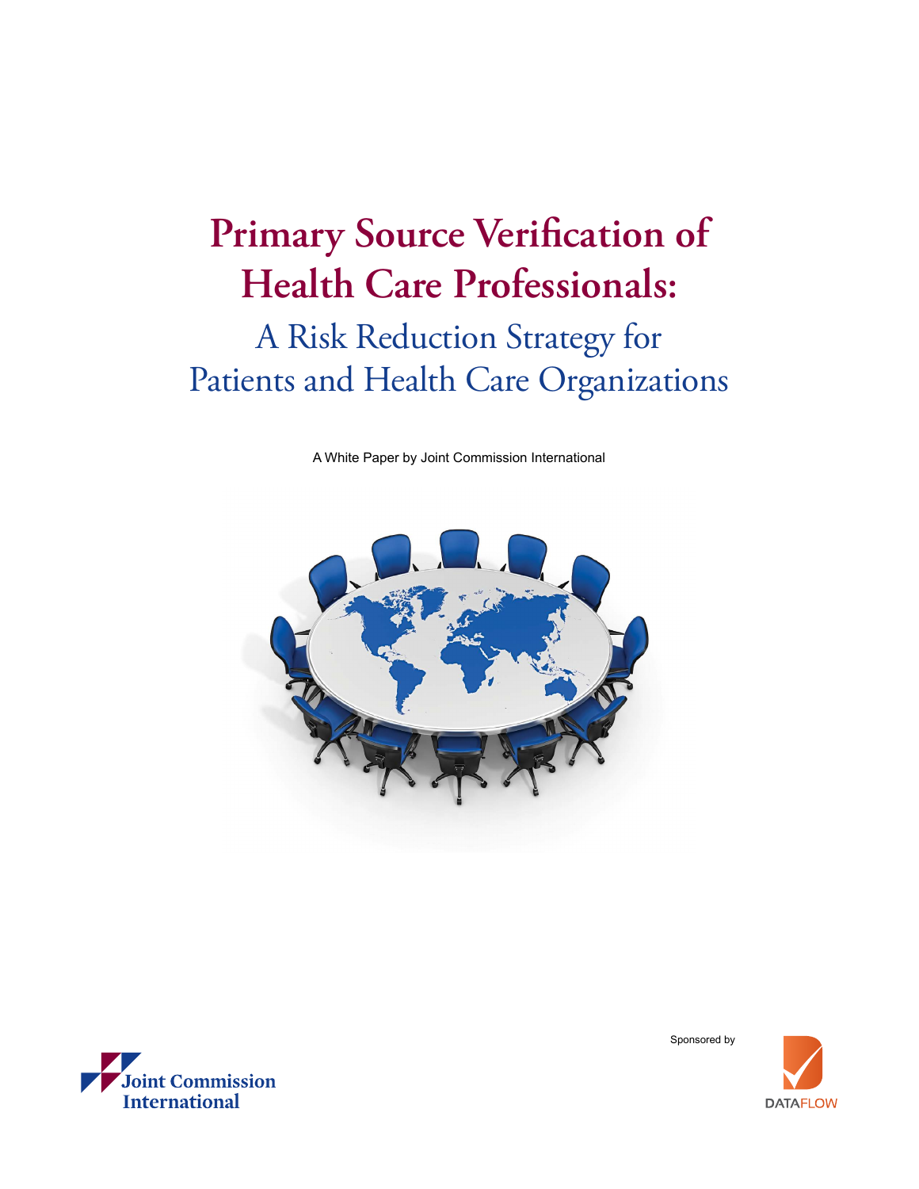# Primary Source Verification of Health Care Professionals:

## A Risk Reduction Strategy for Patients and Health Care Organizations

A White Paper by Joint Commission International

Joint Commission International

Sponsored by

DATAFLOW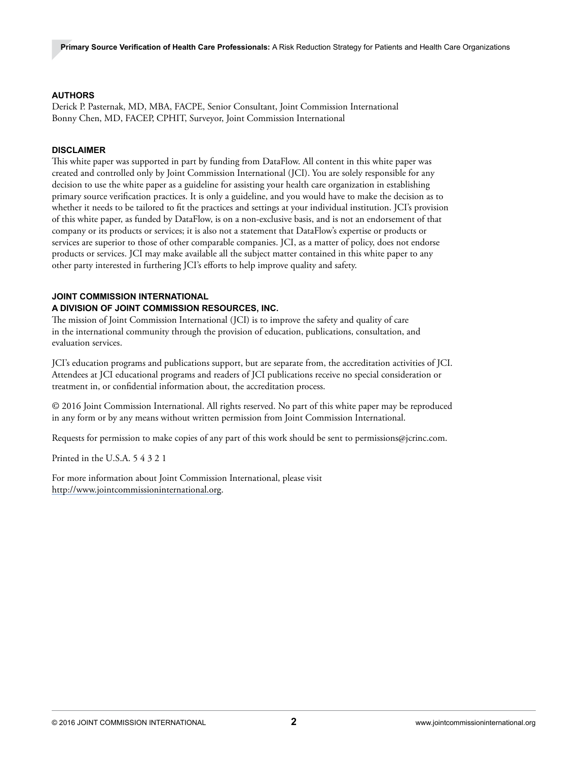## AUTHORS

Derick P. Pasternak, MD, MBA, FACPE, Senior Consultant, Joint Commission International
Bonny Chen, MD, FACEP, CPHIT, Surveyor, Joint Commission International

## DISCLAIMER

This white paper was supported in part by funding from DataFlow. All content in this white paper was created and controlled only by Joint Commission International (JCI). You are solely responsible for any decision to use the white paper as a guideline for assisting your health care organization in establishing primary source verification practices. It is only a guideline, and you would have to make the decision as to whether it needs to be tailored to fit the practices and settings at your individual institution. JCI's provision of this white paper, as funded by DataFlow, is on a non-exclusive basis, and is not an endorsement of that company or its products or services; it is also not a statement that DataFlow's expertise or products or services are superior to those of other comparable companies. JCI, as a matter of policy, does not endorse products or services. JCI may make available all the subject matter contained in this white paper to any other party interested in furthering JCI's efforts to help improve quality and safety.

## JOINT COMMISSION INTERNATIONAL
## A DIVISION OF JOINT COMMISSION RESOURCES, INC.

The mission of Joint Commission International (JCI) is to improve the safety and quality of care in the international community through the provision of education, publications, consultation, and evaluation services.

JCI's education programs and publications support, but are separate from, the accreditation activities of JCI. Attendees at JCI educational programs and readers of JCI publications receive no special consideration or treatment in, or confidential information about, the accreditation process.

© 2016 Joint Commission International. All rights reserved. No part of this white paper may be reproduced in any form or by any means without written permission from Joint Commission International.

Requests for permission to make copies of any part of this work should be sent to permissions@jcrinc.com.

Printed in the U.S.A. 5 4 3 2 1

For more information about Joint Commission International, please visit http://www.jointcommissioninternational.org.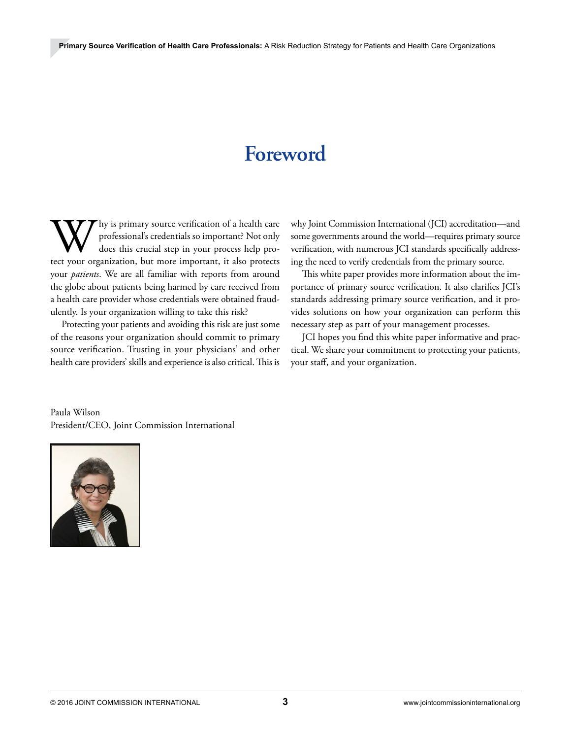# Foreword

Why is primary source verification of a health care professional's credentials so important? Not only does this crucial step in your process help protect your organization, but more important, it also protects your *patients*. We are all familiar with reports from around the globe about patients being harmed by care received from a health care provider whose credentials were obtained fraudulently. Is your organization willing to take this risk?

Protecting your patients and avoiding this risk are just some of the reasons your organization should commit to primary source verification. Trusting in your physicians' and other health care providers' skills and experience is also critical. This is why Joint Commission International (JCI) accreditation—and some governments around the world—requires primary source verification, with numerous JCI standards specifically addressing the need to verify credentials from the primary source.

This white paper provides more information about the importance of primary source verification. It also clarifies JCI's standards addressing primary source verification, and it provides solutions on how your organization can perform this necessary step as part of your management processes.

JCI hopes you find this white paper informative and practical. We share your commitment to protecting your patients, your staff, and your organization.

Paula Wilson
President/CEO, Joint Commission International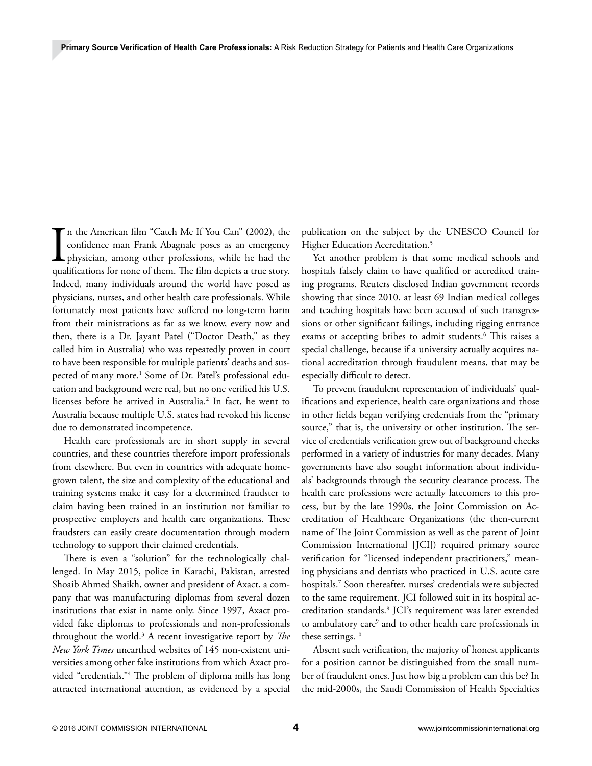In the American film "Catch Me If You Can" (2002), the confidence man Frank Abagnale poses as an emergency physician, among other professions, while he had the qualifications for none of them. The film depicts a true story. Indeed, many individuals around the world have posed as physicians, nurses, and other health care professionals. While fortunately most patients have suffered no long-term harm from their ministrations as far as we know, every now and then, there is a Dr. Jayant Patel ("Doctor Death," as they called him in Australia) who was repeatedly proven in court to have been responsible for multiple patients' deaths and suspected of many more.[1] Some of Dr. Patel's professional education and background were real, but no one verified his U.S. licenses before he arrived in Australia.[2] In fact, he went to Australia because multiple U.S. states had revoked his license due to demonstrated incompetence.

Health care professionals are in short supply in several countries, and these countries therefore import professionals from elsewhere. But even in countries with adequate homegrown talent, the size and complexity of the educational and training systems make it easy for a determined fraudster to claim having been trained in an institution not familiar to prospective employers and health care organizations. These fraudsters can easily create documentation through modern technology to support their claimed credentials.

There is even a "solution" for the technologically challenged. In May 2015, police in Karachi, Pakistan, arrested Shoaib Ahmed Shaikh, owner and president of Axact, a company that was manufacturing diplomas from several dozen institutions that exist in name only. Since 1997, Axact provided fake diplomas to professionals and non-professionals throughout the world.[3] A recent investigative report by *The New York Times* unearthed websites of 145 non-existent universities among other fake institutions from which Axact provided "credentials."[4] The problem of diploma mills has long attracted international attention, as evidenced by a special publication on the subject by the UNESCO Council for Higher Education Accreditation.[5]

Yet another problem is that some medical schools and hospitals falsely claim to have qualified or accredited training programs. Reuters disclosed Indian government records showing that since 2010, at least 69 Indian medical colleges and teaching hospitals have been accused of such transgressions or other significant failings, including rigging entrance exams or accepting bribes to admit students.[6] This raises a special challenge, because if a university actually acquires national accreditation through fraudulent means, that may be especially difficult to detect.

To prevent fraudulent representation of individuals' qualifications and experience, health care organizations and those in other fields began verifying credentials from the "primary source," that is, the university or other institution. The service of credentials verification grew out of background checks performed in a variety of industries for many decades. Many governments have also sought information about individuals' backgrounds through the security clearance process. The health care professions were actually latecomers to this process, but by the late 1990s, the Joint Commission on Accreditation of Healthcare Organizations (the then-current name of The Joint Commission as well as the parent of Joint Commission International [JCI]) required primary source verification for "licensed independent practitioners," meaning physicians and dentists who practiced in U.S. acute care hospitals.[7] Soon thereafter, nurses' credentials were subjected to the same requirement. JCI followed suit in its hospital accreditation standards.[8] JCI's requirement was later extended to ambulatory care[9] and to other health care professionals in these settings.[10]

Absent such verification, the majority of honest applicants for a position cannot be distinguished from the small number of fraudulent ones. Just how big a problem can this be? In the mid-2000s, the Saudi Commission of Health Specialties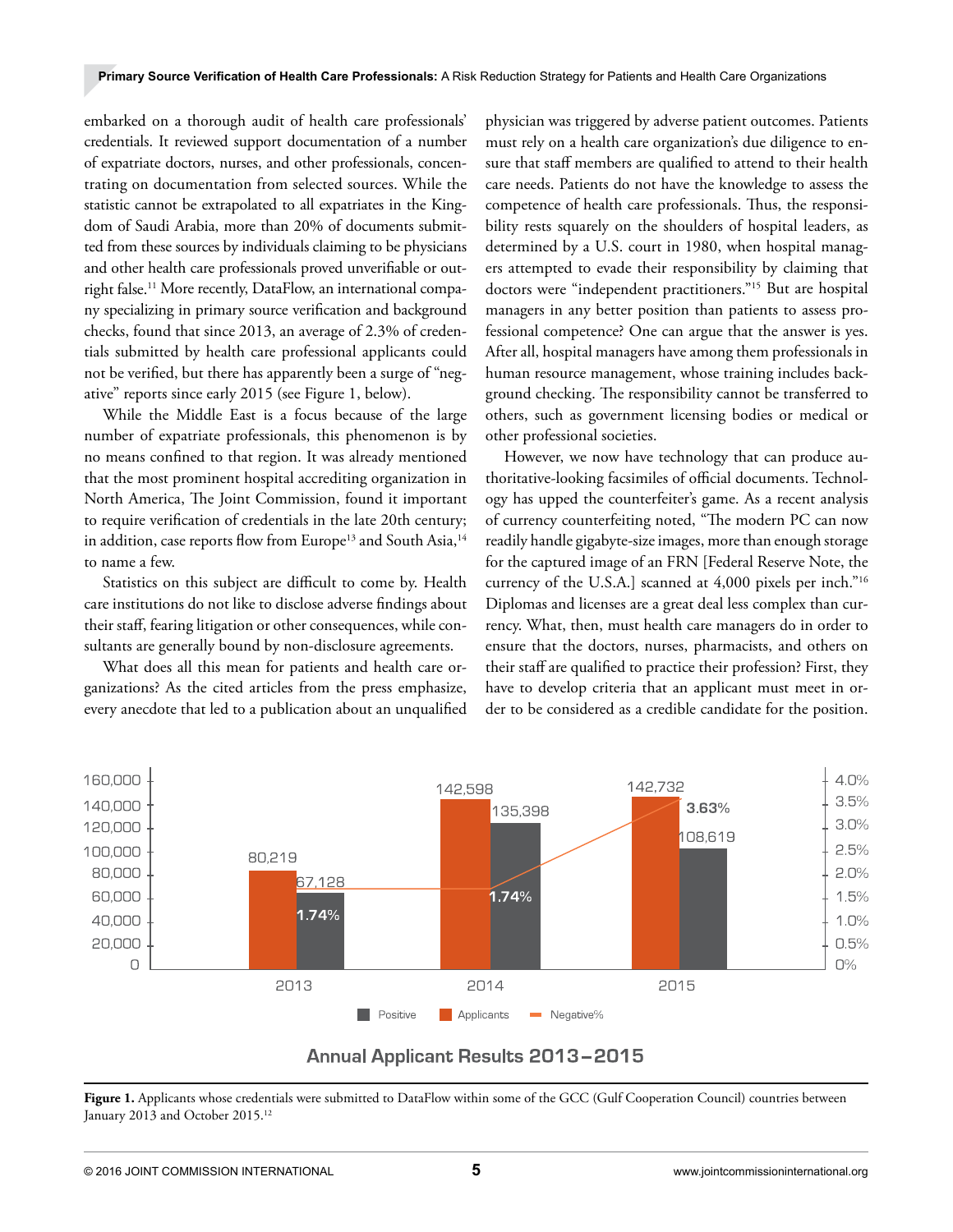embarked on a thorough audit of health care professionals' credentials. It reviewed support documentation of a number of expatriate doctors, nurses, and other professionals, concentrating on documentation from selected sources. While the statistic cannot be extrapolated to all expatriates in the Kingdom of Saudi Arabia, more than 20% of documents submitted from these sources by individuals claiming to be physicians and other health care professionals proved unverifiable or outright false.[11] More recently, DataFlow, an international company specializing in primary source verification and background checks, found that since 2013, an average of 2.3% of credentials submitted by health care professional applicants could not be verified, but there has apparently been a surge of "negative" reports since early 2015 (see Figure 1, below).

While the Middle East is a focus because of the large number of expatriate professionals, this phenomenon is by no means confined to that region. It was already mentioned that the most prominent hospital accrediting organization in North America, The Joint Commission, found it important to require verification of credentials in the late 20th century; in addition, case reports flow from Europe[13] and South Asia,[14] to name a few.

Statistics on this subject are difficult to come by. Health care institutions do not like to disclose adverse findings about their staff, fearing litigation or other consequences, while consultants are generally bound by non-disclosure agreements.

What does all this mean for patients and health care organizations? As the cited articles from the press emphasize, every anecdote that led to a publication about an unqualified physician was triggered by adverse patient outcomes. Patients must rely on a health care organization's due diligence to ensure that staff members are qualified to attend to their health care needs. Patients do not have the knowledge to assess the competence of health care professionals. Thus, the responsibility rests squarely on the shoulders of hospital leaders, as determined by a U.S. court in 1980, when hospital managers attempted to evade their responsibility by claiming that doctors were "independent practitioners."[15] But are hospital managers in any better position than patients to assess professional competence? One can argue that the answer is yes. After all, hospital managers have among them professionals in human resource management, whose training includes background checking. The responsibility cannot be transferred to others, such as government licensing bodies or medical or other professional societies.

However, we now have technology that can produce authoritative-looking facsimiles of official documents. Technology has upped the counterfeiter's game. As a recent analysis of currency counterfeiting noted, "The modern PC can now readily handle gigabyte-size images, more than enough storage for the captured image of an FRN [Federal Reserve Note, the currency of the U.S.A.] scanned at 4,000 pixels per inch."[16] Diplomas and licenses are a great deal less complex than currency. What, then, must health care managers do in order to ensure that the doctors, nurses, pharmacists, and others on their staff are qualified to practice their profession? First, they have to develop criteria that an applicant must meet in order to be considered as a credible candidate for the position.

**Annual Applicant Results 2013–2015**

| Year | Applicants | Positive | Negative% |
|---|---|---|---|
| 2013 | 80,219 | 67,128 | 1.74% |
| 2014 | 142,598 | 135,398 | 1.74% |
| 2015 | 142,732 | 108,619 | 3.63% |

**Figure 1.** Applicants whose credentials were submitted to DataFlow within some of the GCC (Gulf Cooperation Council) countries between January 2013 and October 2015.[12]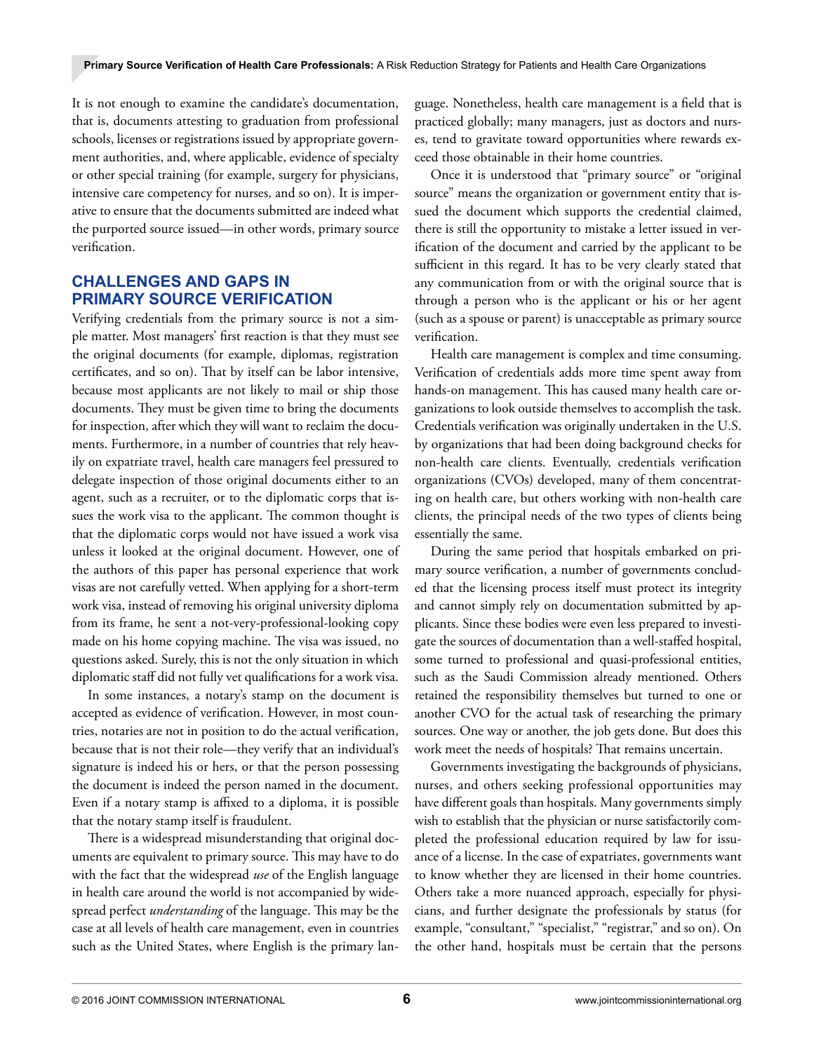It is not enough to examine the candidate's documentation, that is, documents attesting to graduation from professional schools, licenses or registrations issued by appropriate government authorities, and, where applicable, evidence of specialty or other special training (for example, surgery for physicians, intensive care competency for nurses, and so on). It is imperative to ensure that the documents submitted are indeed what the purported source issued—in other words, primary source verification.

## CHALLENGES AND GAPS IN PRIMARY SOURCE VERIFICATION

Verifying credentials from the primary source is not a simple matter. Most managers' first reaction is that they must see the original documents (for example, diplomas, registration certificates, and so on). That by itself can be labor intensive, because most applicants are not likely to mail or ship those documents. They must be given time to bring the documents for inspection, after which they will want to reclaim the documents. Furthermore, in a number of countries that rely heavily on expatriate travel, health care managers feel pressured to delegate inspection of those original documents either to an agent, such as a recruiter, or to the diplomatic corps that issues the work visa to the applicant. The common thought is that the diplomatic corps would not have issued a work visa unless it looked at the original document. However, one of the authors of this paper has personal experience that work visas are not carefully vetted. When applying for a short-term work visa, instead of removing his original university diploma from its frame, he sent a not-very-professional-looking copy made on his home copying machine. The visa was issued, no questions asked. Surely, this is not the only situation in which diplomatic staff did not fully vet qualifications for a work visa.

In some instances, a notary's stamp on the document is accepted as evidence of verification. However, in most countries, notaries are not in position to do the actual verification, because that is not their role—they verify that an individual's signature is indeed his or hers, or that the person possessing the document is indeed the person named in the document. Even if a notary stamp is affixed to a diploma, it is possible that the notary stamp itself is fraudulent.

There is a widespread misunderstanding that original documents are equivalent to primary source. This may have to do with the fact that the widespread *use* of the English language in health care around the world is not accompanied by widespread perfect *understanding* of the language. This may be the case at all levels of health care management, even in countries such as the United States, where English is the primary language. Nonetheless, health care management is a field that is practiced globally; many managers, just as doctors and nurses, tend to gravitate toward opportunities where rewards exceed those obtainable in their home countries.

Once it is understood that "primary source" or "original source" means the organization or government entity that issued the document which supports the credential claimed, there is still the opportunity to mistake a letter issued in verification of the document and carried by the applicant to be sufficient in this regard. It has to be very clearly stated that any communication from or with the original source that is through a person who is the applicant or his or her agent (such as a spouse or parent) is unacceptable as primary source verification.

Health care management is complex and time consuming. Verification of credentials adds more time spent away from hands-on management. This has caused many health care organizations to look outside themselves to accomplish the task. Credentials verification was originally undertaken in the U.S. by organizations that had been doing background checks for non-health care clients. Eventually, credentials verification organizations (CVOs) developed, many of them concentrating on health care, but others working with non-health care clients, the principal needs of the two types of clients being essentially the same.

During the same period that hospitals embarked on primary source verification, a number of governments concluded that the licensing process itself must protect its integrity and cannot simply rely on documentation submitted by applicants. Since these bodies were even less prepared to investigate the sources of documentation than a well-staffed hospital, some turned to professional and quasi-professional entities, such as the Saudi Commission already mentioned. Others retained the responsibility themselves but turned to one or another CVO for the actual task of researching the primary sources. One way or another, the job gets done. But does this work meet the needs of hospitals? That remains uncertain.

Governments investigating the backgrounds of physicians, nurses, and others seeking professional opportunities may have different goals than hospitals. Many governments simply wish to establish that the physician or nurse satisfactorily completed the professional education required by law for issuance of a license. In the case of expatriates, governments want to know whether they are licensed in their home countries. Others take a more nuanced approach, especially for physicians, and further designate the professionals by status (for example, "consultant," "specialist," "registrar," and so on). On the other hand, hospitals must be certain that the persons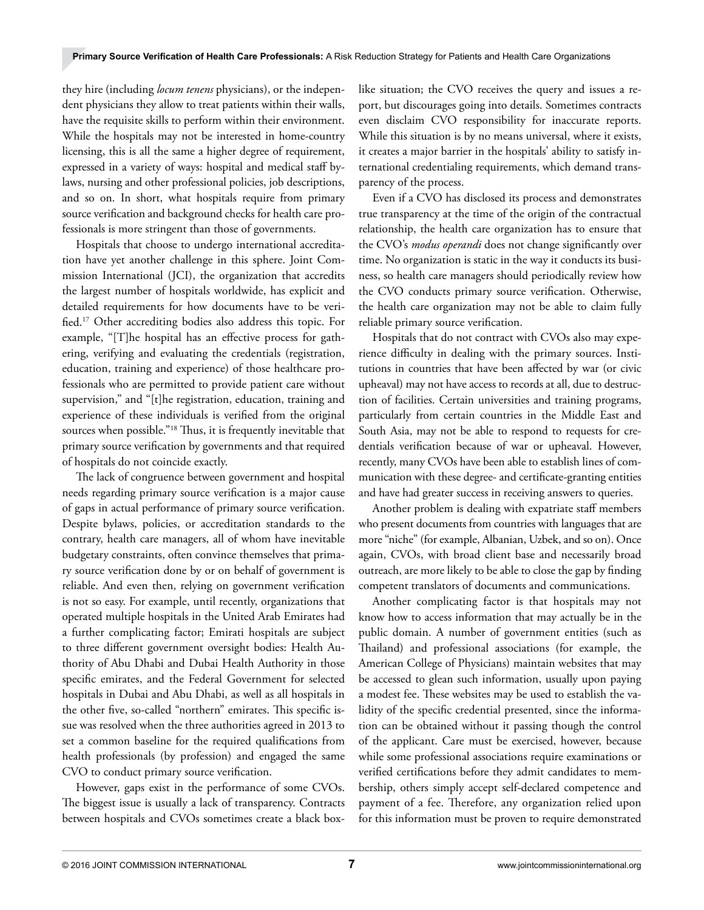they hire (including *locum tenens* physicians), or the independent physicians they allow to treat patients within their walls, have the requisite skills to perform within their environment. While the hospitals may not be interested in home-country licensing, this is all the same a higher degree of requirement, expressed in a variety of ways: hospital and medical staff bylaws, nursing and other professional policies, job descriptions, and so on. In short, what hospitals require from primary source verification and background checks for health care professionals is more stringent than those of governments.

Hospitals that choose to undergo international accreditation have yet another challenge in this sphere. Joint Commission International (JCI), the organization that accredits the largest number of hospitals worldwide, has explicit and detailed requirements for how documents have to be verified.[17] Other accrediting bodies also address this topic. For example, "[T]he hospital has an effective process for gathering, verifying and evaluating the credentials (registration, education, training and experience) of those healthcare professionals who are permitted to provide patient care without supervision," and "[t]he registration, education, training and experience of these individuals is verified from the original sources when possible."[18] Thus, it is frequently inevitable that primary source verification by governments and that required of hospitals do not coincide exactly.

The lack of congruence between government and hospital needs regarding primary source verification is a major cause of gaps in actual performance of primary source verification. Despite bylaws, policies, or accreditation standards to the contrary, health care managers, all of whom have inevitable budgetary constraints, often convince themselves that primary source verification done by or on behalf of government is reliable. And even then, relying on government verification is not so easy. For example, until recently, organizations that operated multiple hospitals in the United Arab Emirates had a further complicating factor; Emirati hospitals are subject to three different government oversight bodies: Health Authority of Abu Dhabi and Dubai Health Authority in those specific emirates, and the Federal Government for selected hospitals in Dubai and Abu Dhabi, as well as all hospitals in the other five, so-called "northern" emirates. This specific issue was resolved when the three authorities agreed in 2013 to set a common baseline for the required qualifications from health professionals (by profession) and engaged the same CVO to conduct primary source verification.

However, gaps exist in the performance of some CVOs. The biggest issue is usually a lack of transparency. Contracts between hospitals and CVOs sometimes create a black box-like situation; the CVO receives the query and issues a report, but discourages going into details. Sometimes contracts even disclaim CVO responsibility for inaccurate reports. While this situation is by no means universal, where it exists, it creates a major barrier in the hospitals' ability to satisfy international credentialing requirements, which demand transparency of the process.

Even if a CVO has disclosed its process and demonstrates true transparency at the time of the origin of the contractual relationship, the health care organization has to ensure that the CVO's *modus operandi* does not change significantly over time. No organization is static in the way it conducts its business, so health care managers should periodically review how the CVO conducts primary source verification. Otherwise, the health care organization may not be able to claim fully reliable primary source verification.

Hospitals that do not contract with CVOs also may experience difficulty in dealing with the primary sources. Institutions in countries that have been affected by war (or civic upheaval) may not have access to records at all, due to destruction of facilities. Certain universities and training programs, particularly from certain countries in the Middle East and South Asia, may not be able to respond to requests for credentials verification because of war or upheaval. However, recently, many CVOs have been able to establish lines of communication with these degree- and certificate-granting entities and have had greater success in receiving answers to queries.

Another problem is dealing with expatriate staff members who present documents from countries with languages that are more "niche" (for example, Albanian, Uzbek, and so on). Once again, CVOs, with broad client base and necessarily broad outreach, are more likely to be able to close the gap by finding competent translators of documents and communications.

Another complicating factor is that hospitals may not know how to access information that may actually be in the public domain. A number of government entities (such as Thailand) and professional associations (for example, the American College of Physicians) maintain websites that may be accessed to glean such information, usually upon paying a modest fee. These websites may be used to establish the validity of the specific credential presented, since the information can be obtained without it passing though the control of the applicant. Care must be exercised, however, because while some professional associations require examinations or verified certifications before they admit candidates to membership, others simply accept self-declared competence and payment of a fee. Therefore, any organization relied upon for this information must be proven to require demonstrated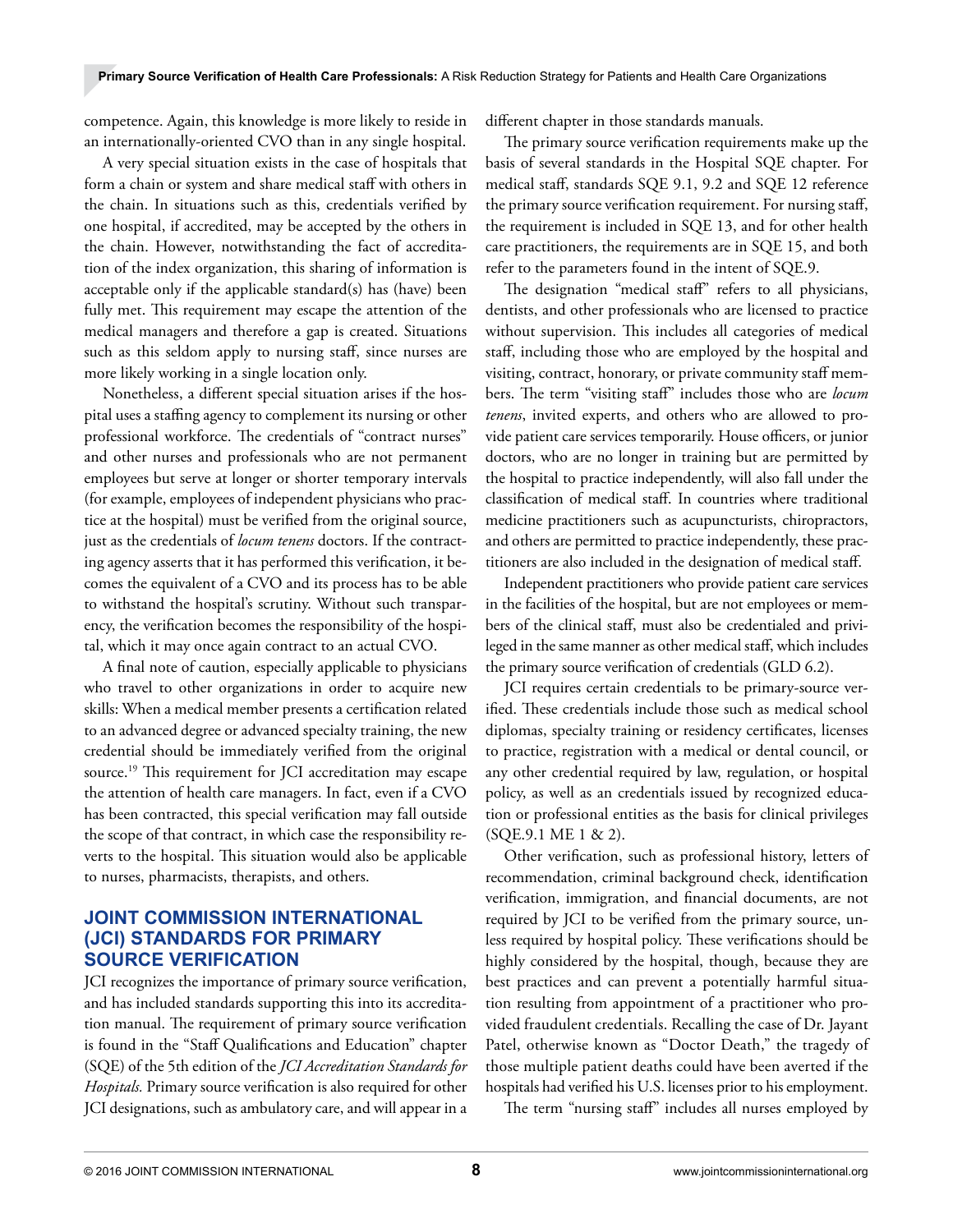competence. Again, this knowledge is more likely to reside in an internationally-oriented CVO than in any single hospital.

A very special situation exists in the case of hospitals that form a chain or system and share medical staff with others in the chain. In situations such as this, credentials verified by one hospital, if accredited, may be accepted by the others in the chain. However, notwithstanding the fact of accreditation of the index organization, this sharing of information is acceptable only if the applicable standard(s) has (have) been fully met. This requirement may escape the attention of the medical managers and therefore a gap is created. Situations such as this seldom apply to nursing staff, since nurses are more likely working in a single location only.

Nonetheless, a different special situation arises if the hospital uses a staffing agency to complement its nursing or other professional workforce. The credentials of "contract nurses" and other nurses and professionals who are not permanent employees but serve at longer or shorter temporary intervals (for example, employees of independent physicians who practice at the hospital) must be verified from the original source, just as the credentials of *locum tenens* doctors. If the contracting agency asserts that it has performed this verification, it becomes the equivalent of a CVO and its process has to be able to withstand the hospital's scrutiny. Without such transparency, the verification becomes the responsibility of the hospital, which it may once again contract to an actual CVO.

A final note of caution, especially applicable to physicians who travel to other organizations in order to acquire new skills: When a medical member presents a certification related to an advanced degree or advanced specialty training, the new credential should be immediately verified from the original source.[19] This requirement for JCI accreditation may escape the attention of health care managers. In fact, even if a CVO has been contracted, this special verification may fall outside the scope of that contract, in which case the responsibility reverts to the hospital. This situation would also be applicable to nurses, pharmacists, therapists, and others.

## JOINT COMMISSION INTERNATIONAL (JCI) STANDARDS FOR PRIMARY SOURCE VERIFICATION

JCI recognizes the importance of primary source verification, and has included standards supporting this into its accreditation manual. The requirement of primary source verification is found in the "Staff Qualifications and Education" chapter (SQE) of the 5th edition of the *JCI Accreditation Standards for Hospitals.* Primary source verification is also required for other JCI designations, such as ambulatory care, and will appear in a different chapter in those standards manuals.

The primary source verification requirements make up the basis of several standards in the Hospital SQE chapter. For medical staff, standards SQE 9.1, 9.2 and SQE 12 reference the primary source verification requirement. For nursing staff, the requirement is included in SQE 13, and for other health care practitioners, the requirements are in SQE 15, and both refer to the parameters found in the intent of SQE.9.

The designation "medical staff" refers to all physicians, dentists, and other professionals who are licensed to practice without supervision. This includes all categories of medical staff, including those who are employed by the hospital and visiting, contract, honorary, or private community staff members. The term "visiting staff" includes those who are *locum tenens*, invited experts, and others who are allowed to provide patient care services temporarily. House officers, or junior doctors, who are no longer in training but are permitted by the hospital to practice independently, will also fall under the classification of medical staff. In countries where traditional medicine practitioners such as acupuncturists, chiropractors, and others are permitted to practice independently, these practitioners are also included in the designation of medical staff.

Independent practitioners who provide patient care services in the facilities of the hospital, but are not employees or members of the clinical staff, must also be credentialed and privileged in the same manner as other medical staff, which includes the primary source verification of credentials (GLD 6.2).

JCI requires certain credentials to be primary-source verified. These credentials include those such as medical school diplomas, specialty training or residency certificates, licenses to practice, registration with a medical or dental council, or any other credential required by law, regulation, or hospital policy, as well as an credentials issued by recognized education or professional entities as the basis for clinical privileges (SQE.9.1 ME 1 & 2).

Other verification, such as professional history, letters of recommendation, criminal background check, identification verification, immigration, and financial documents, are not required by JCI to be verified from the primary source, unless required by hospital policy. These verifications should be highly considered by the hospital, though, because they are best practices and can prevent a potentially harmful situation resulting from appointment of a practitioner who provided fraudulent credentials. Recalling the case of Dr. Jayant Patel, otherwise known as "Doctor Death," the tragedy of those multiple patient deaths could have been averted if the hospitals had verified his U.S. licenses prior to his employment.

The term "nursing staff" includes all nurses employed by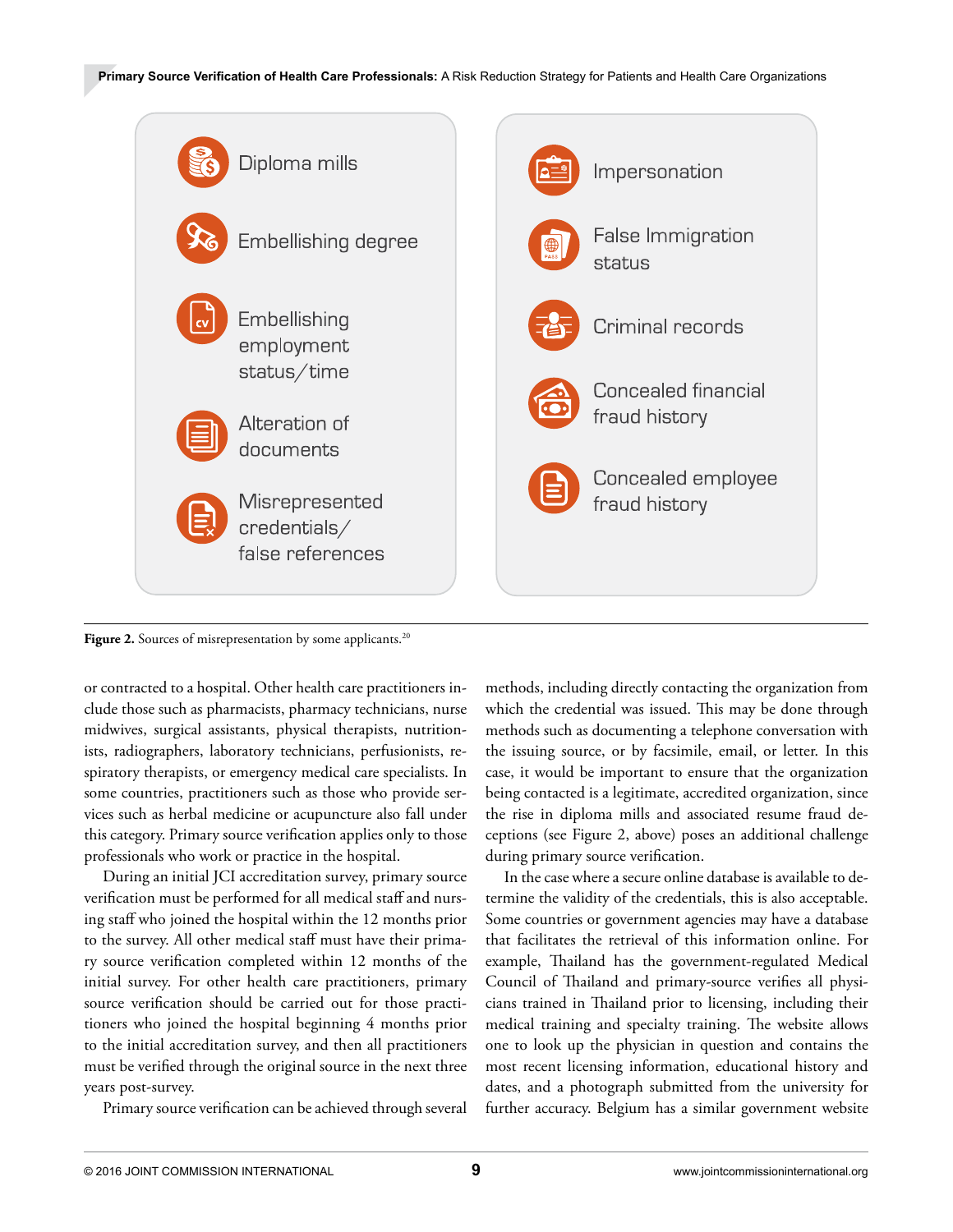- Diploma mills
- Embellishing degree
- Embellishing employment status/time
- Alteration of documents
- Misrepresented credentials/false references

- Impersonation
- False Immigration status
- Criminal records
- Concealed financial fraud history
- Concealed employee fraud history

**Figure 2.** Sources of misrepresentation by some applicants.[20]

or contracted to a hospital. Other health care practitioners include those such as pharmacists, pharmacy technicians, nurse midwives, surgical assistants, physical therapists, nutritionists, radiographers, laboratory technicians, perfusionists, respiratory therapists, or emergency medical care specialists. In some countries, practitioners such as those who provide services such as herbal medicine or acupuncture also fall under this category. Primary source verification applies only to those professionals who work or practice in the hospital.

During an initial JCI accreditation survey, primary source verification must be performed for all medical staff and nursing staff who joined the hospital within the 12 months prior to the survey. All other medical staff must have their primary source verification completed within 12 months of the initial survey. For other health care practitioners, primary source verification should be carried out for those practitioners who joined the hospital beginning 4 months prior to the initial accreditation survey, and then all practitioners must be verified through the original source in the next three years post-survey.

Primary source verification can be achieved through several methods, including directly contacting the organization from which the credential was issued. This may be done through methods such as documenting a telephone conversation with the issuing source, or by facsimile, email, or letter. In this case, it would be important to ensure that the organization being contacted is a legitimate, accredited organization, since the rise in diploma mills and associated resume fraud deceptions (see Figure 2, above) poses an additional challenge during primary source verification.

In the case where a secure online database is available to determine the validity of the credentials, this is also acceptable. Some countries or government agencies may have a database that facilitates the retrieval of this information online. For example, Thailand has the government-regulated Medical Council of Thailand and primary-source verifies all physicians trained in Thailand prior to licensing, including their medical training and specialty training. The website allows one to look up the physician in question and contains the most recent licensing information, educational history and dates, and a photograph submitted from the university for further accuracy. Belgium has a similar government website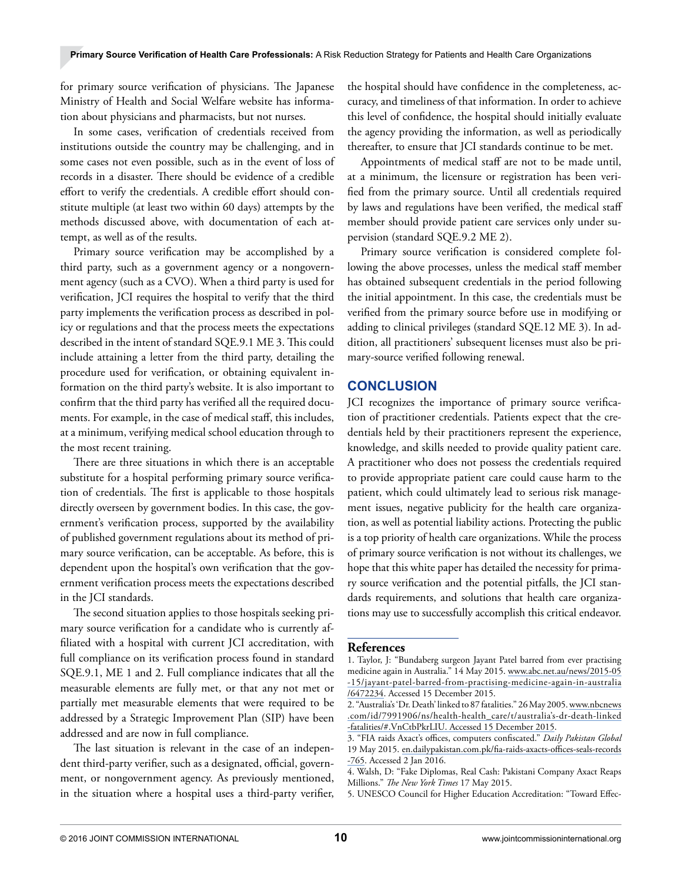for primary source verification of physicians. The Japanese Ministry of Health and Social Welfare website has information about physicians and pharmacists, but not nurses.

In some cases, verification of credentials received from institutions outside the country may be challenging, and in some cases not even possible, such as in the event of loss of records in a disaster. There should be evidence of a credible effort to verify the credentials. A credible effort should constitute multiple (at least two within 60 days) attempts by the methods discussed above, with documentation of each attempt, as well as of the results.

Primary source verification may be accomplished by a third party, such as a government agency or a nongovernment agency (such as a CVO). When a third party is used for verification, JCI requires the hospital to verify that the third party implements the verification process as described in policy or regulations and that the process meets the expectations described in the intent of standard SQE.9.1 ME 3. This could include attaining a letter from the third party, detailing the procedure used for verification, or obtaining equivalent information on the third party's website. It is also important to confirm that the third party has verified all the required documents. For example, in the case of medical staff, this includes, at a minimum, verifying medical school education through to the most recent training.

There are three situations in which there is an acceptable substitute for a hospital performing primary source verification of credentials. The first is applicable to those hospitals directly overseen by government bodies. In this case, the government's verification process, supported by the availability of published government regulations about its method of primary source verification, can be acceptable. As before, this is dependent upon the hospital's own verification that the government verification process meets the expectations described in the JCI standards.

The second situation applies to those hospitals seeking primary source verification for a candidate who is currently affiliated with a hospital with current JCI accreditation, with full compliance on its verification process found in standard SQE.9.1, ME 1 and 2. Full compliance indicates that all the measurable elements are fully met, or that any not met or partially met measurable elements that were required to be addressed by a Strategic Improvement Plan (SIP) have been addressed and are now in full compliance.

The last situation is relevant in the case of an independent third-party verifier, such as a designated, official, government, or nongovernment agency. As previously mentioned, in the situation where a hospital uses a third-party verifier, the hospital should have confidence in the completeness, accuracy, and timeliness of that information. In order to achieve this level of confidence, the hospital should initially evaluate the agency providing the information, as well as periodically thereafter, to ensure that JCI standards continue to be met.

Appointments of medical staff are not to be made until, at a minimum, the licensure or registration has been verified from the primary source. Until all credentials required by laws and regulations have been verified, the medical staff member should provide patient care services only under supervision (standard SQE.9.2 ME 2).

Primary source verification is considered complete following the above processes, unless the medical staff member has obtained subsequent credentials in the period following the initial appointment. In this case, the credentials must be verified from the primary source before use in modifying or adding to clinical privileges (standard SQE.12 ME 3). In addition, all practitioners' subsequent licenses must also be primary-source verified following renewal.

## CONCLUSION

JCI recognizes the importance of primary source verification of practitioner credentials. Patients expect that the credentials held by their practitioners represent the experience, knowledge, and skills needed to provide quality patient care. A practitioner who does not possess the credentials required to provide appropriate patient care could cause harm to the patient, which could ultimately lead to serious risk management issues, negative publicity for the health care organization, as well as potential liability actions. Protecting the public is a top priority of health care organizations. While the process of primary source verification is not without its challenges, we hope that this white paper has detailed the necessity for primary source verification and the potential pitfalls, the JCI standards requirements, and solutions that health care organizations may use to successfully accomplish this critical endeavor.

### References

1. Taylor, J: "Bundaberg surgeon Jayant Patel barred from ever practising medicine again in Australia." 14 May 2015. www.abc.net.au/news/2015-05-15/jayant-patel-barred-from-practising-medicine-again-in-australia/6472234. Accessed 15 December 2015.
2. "Australia's 'Dr. Death' linked to 87 fatalities." 26 May 2005. www.nbcnews.com/id/7991906/ns/health-health_care/t/australia's-dr-death-linked-fatalities/#.VnCtbPkrLIU. Accessed 15 December 2015.
3. "FIA raids Axact's offices, computers confiscated." *Daily Pakistan Global* 19 May 2015. en.dailypakistan.com.pk/fia-raids-axacts-offices-seals-records-765. Accessed 2 Jan 2016.
4. Walsh, D: "Fake Diplomas, Real Cash: Pakistani Company Axact Reaps Millions." *The New York Times* 17 May 2015.
5. UNESCO Council for Higher Education Accreditation: "Toward Effec-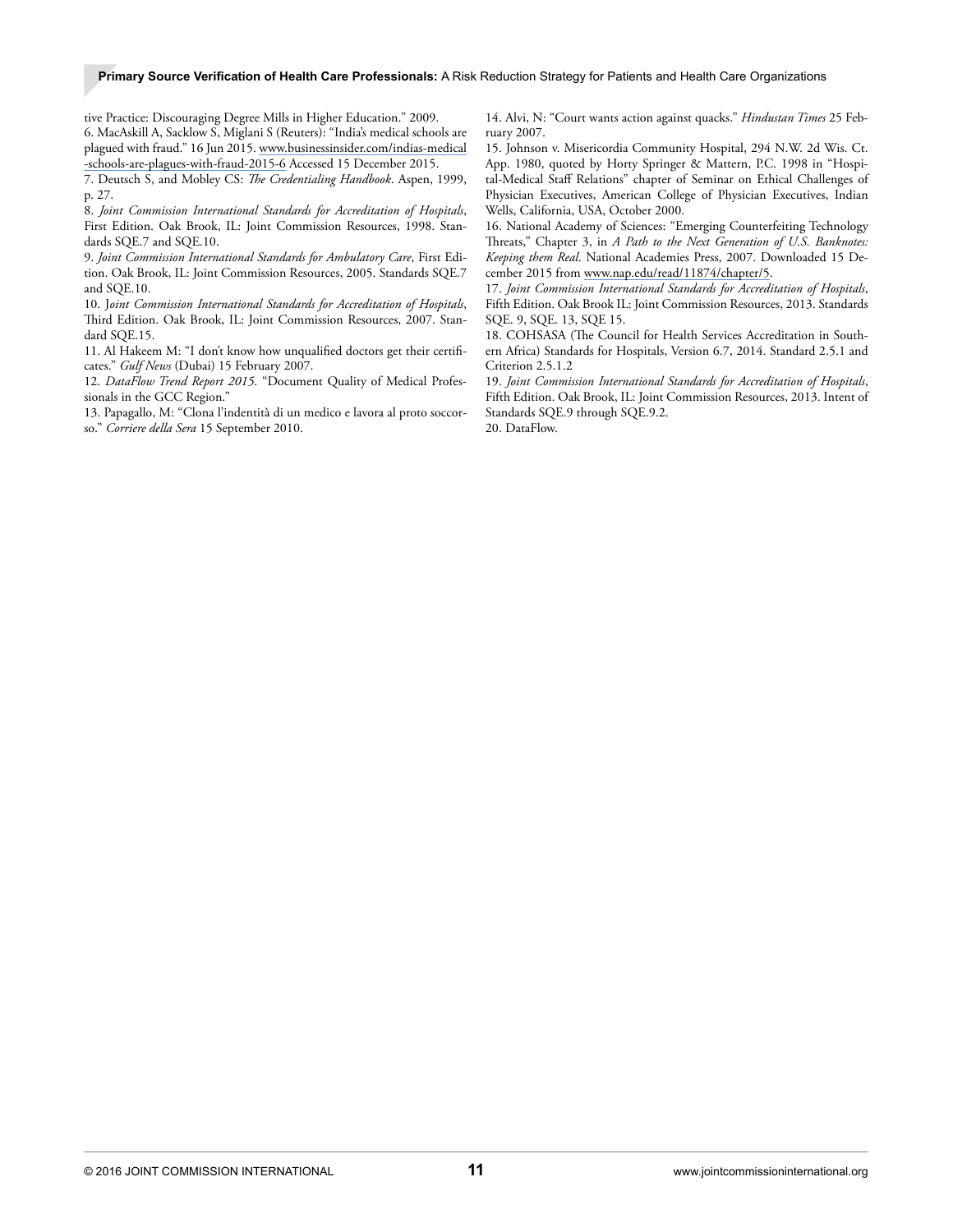tive Practice: Discouraging Degree Mills in Higher Education." 2009.

6. MacAskill A, Sacklow S, Miglani S (Reuters): "India's medical schools are plagued with fraud." 16 Jun 2015. www.businessinsider.com/indias-medical-schools-are-plagues-with-fraud-2015-6 Accessed 15 December 2015.

7. Deutsch S, and Mobley CS: *The Credentialing Handbook*. Aspen, 1999, p. 27.

8. *Joint Commission International Standards for Accreditation of Hospitals*, First Edition. Oak Brook, IL: Joint Commission Resources, 1998. Standards SQE.7 and SQE.10.

9. *Joint Commission International Standards for Ambulatory Care*, First Edition. Oak Brook, IL: Joint Commission Resources, 2005. Standards SQE.7 and SQE.10.

10. J*oint Commission International Standards for Accreditation of Hospitals*, Third Edition. Oak Brook, IL: Joint Commission Resources, 2007. Standard SQE.15.

11. Al Hakeem M: "I don't know how unqualified doctors get their certificates." *Gulf News* (Dubai) 15 February 2007.

12. *DataFlow Trend Report 2015*. "Document Quality of Medical Professionals in the GCC Region."

13. Papagallo, M: "Clona l'indentità di un medico e lavora al proto soccorso." *Corriere della Sera* 15 September 2010.

14. Alvi, N: "Court wants action against quacks." *Hindustan Times* 25 February 2007.

15. Johnson v. Misericordia Community Hospital, 294 N.W. 2d Wis. Ct. App. 1980, quoted by Horty Springer & Mattern, P.C. 1998 in "Hospital-Medical Staff Relations" chapter of Seminar on Ethical Challenges of Physician Executives, American College of Physician Executives, Indian Wells, California, USA, October 2000.

16. National Academy of Sciences: "Emerging Counterfeiting Technology Threats," Chapter 3, in *A Path to the Next Generation of U.S. Banknotes: Keeping them Real*. National Academies Press, 2007. Downloaded 15 December 2015 from www.nap.edu/read/11874/chapter/5.

17. *Joint Commission International Standards for Accreditation of Hospitals*, Fifth Edition. Oak Brook IL: Joint Commission Resources, 2013. Standards SQE. 9, SQE. 13, SQE 15.

18. COHSASA (The Council for Health Services Accreditation in Southern Africa) Standards for Hospitals, Version 6.7, 2014. Standard 2.5.1 and Criterion 2.5.1.2

19. *Joint Commission International Standards for Accreditation of Hospitals*, Fifth Edition. Oak Brook, IL: Joint Commission Resources, 2013. Intent of Standards SQE.9 through SQE.9.2.

20. DataFlow.